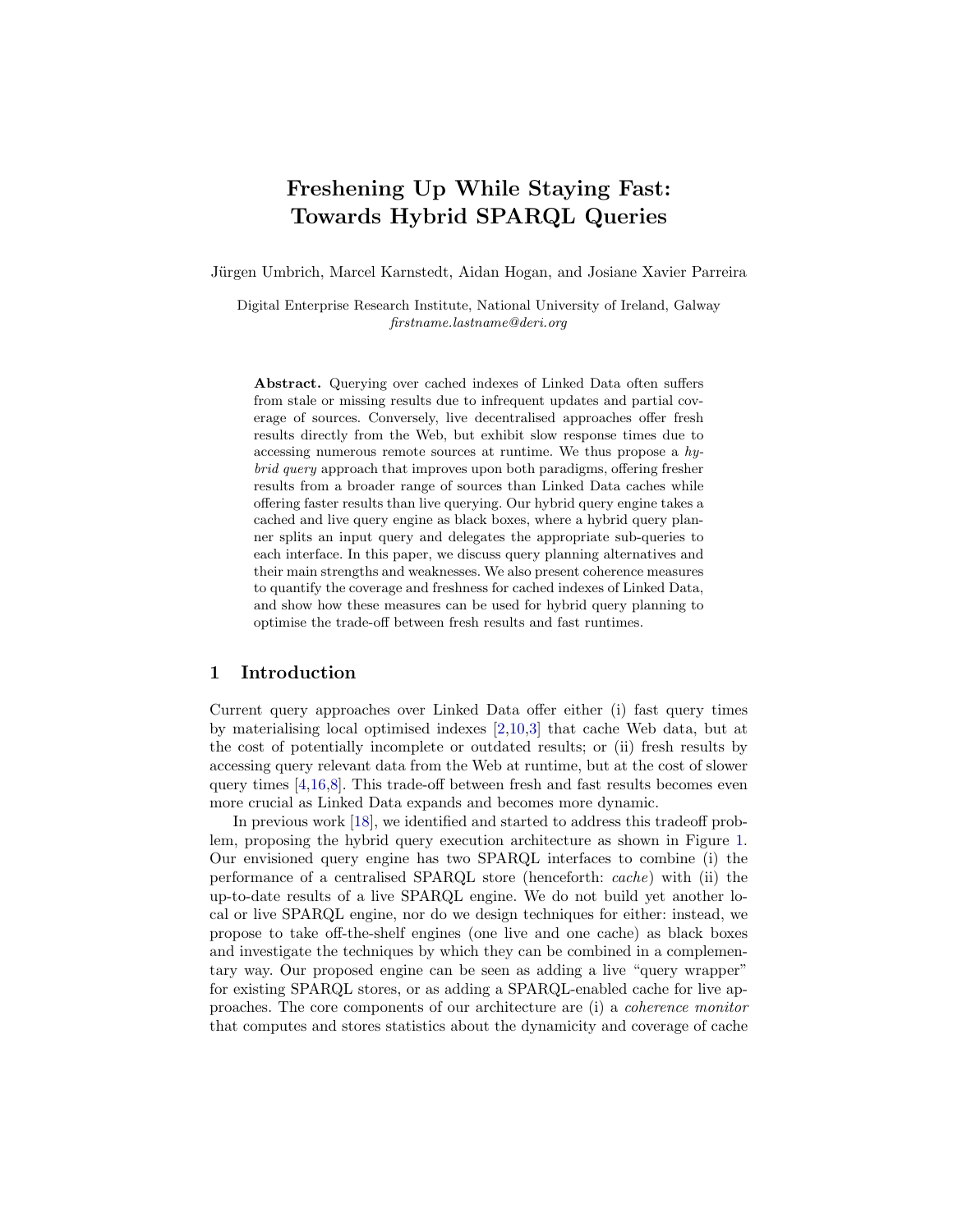# Freshening Up While Staying Fast: Towards Hybrid SPARQL Queries

Jürgen Umbrich, Marcel Karnstedt, Aidan Hogan, and Josiane Xavier Parreira

Digital Enterprise Research Institute, National University of Ireland, Galway
*firstname.lastname@deri.org*

**Abstract.** Querying over cached indexes of Linked Data often suffers from stale or missing results due to infrequent updates and partial coverage of sources. Conversely, live decentralised approaches offer fresh results directly from the Web, but exhibit slow response times due to accessing numerous remote sources at runtime. We thus propose a *hybrid query* approach that improves upon both paradigms, offering fresher results from a broader range of sources than Linked Data caches while offering faster results than live querying. Our hybrid query engine takes a cached and live query engine as black boxes, where a hybrid query planner splits an input query and delegates the appropriate sub-queries to each interface. In this paper, we discuss query planning alternatives and their main strengths and weaknesses. We also present coherence measures to quantify the coverage and freshness for cached indexes of Linked Data, and show how these measures can be used for hybrid query planning to optimise the trade-off between fresh results and fast runtimes.

## 1 Introduction

Current query approaches over Linked Data offer either (i) fast query times by materialising local optimised indexes [2,10,3] that cache Web data, but at the cost of potentially incomplete or outdated results; or (ii) fresh results by accessing query relevant data from the Web at runtime, but at the cost of slower query times [4,16,8]. This trade-off between fresh and fast results becomes even more crucial as Linked Data expands and becomes more dynamic.

In previous work [18], we identified and started to address this tradeoff problem, proposing the hybrid query execution architecture as shown in Figure 1. Our envisioned query engine has two SPARQL interfaces to combine (i) the performance of a centralised SPARQL store (henceforth: *cache*) with (ii) the up-to-date results of a live SPARQL engine. We do not build yet another local or live SPARQL engine, nor do we design techniques for either: instead, we propose to take off-the-shelf engines (one live and one cache) as black boxes and investigate the techniques by which they can be combined in a complementary way. Our proposed engine can be seen as adding a live "query wrapper" for existing SPARQL stores, or as adding a SPARQL-enabled cache for live approaches. The core components of our architecture are (i) a *coherence monitor* that computes and stores statistics about the dynamicity and coverage of cache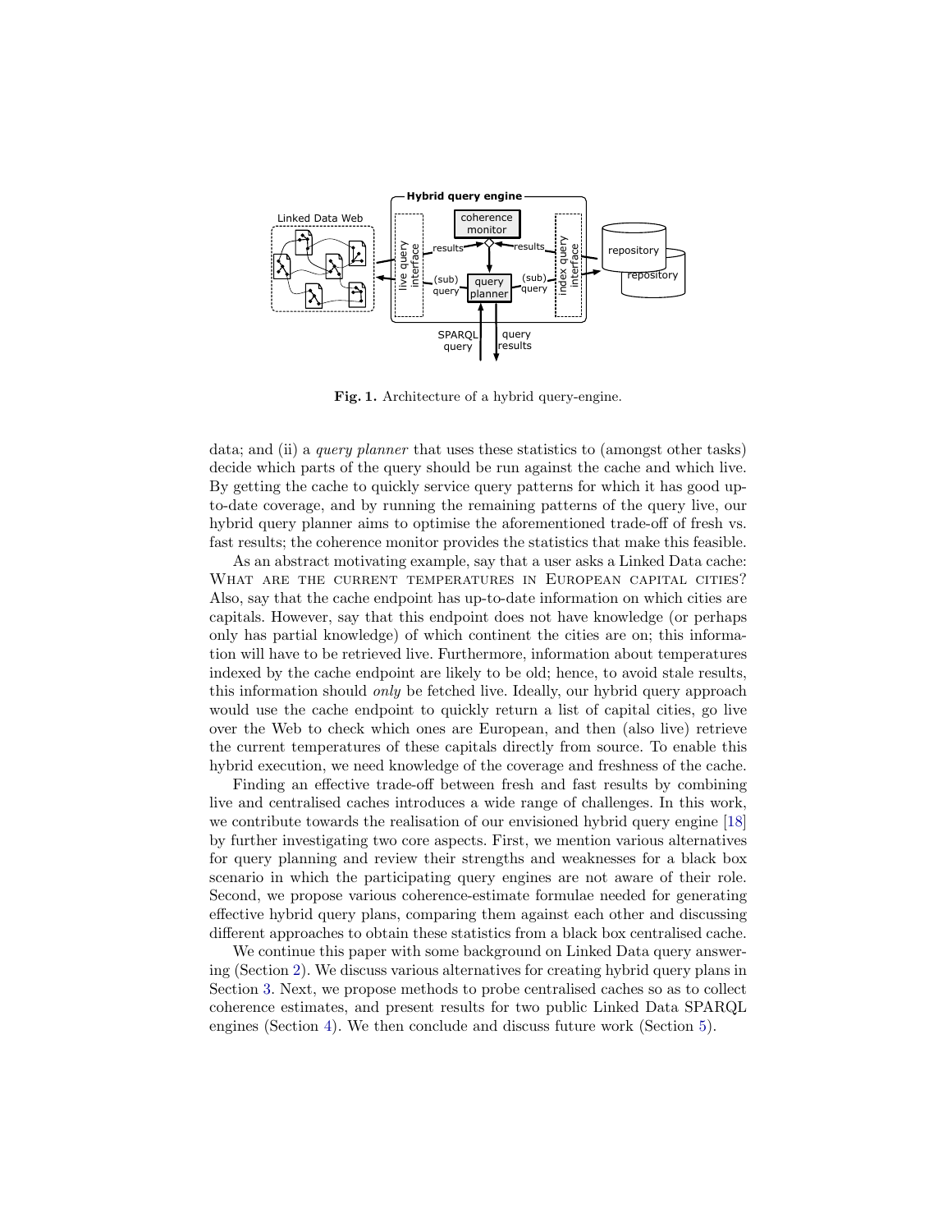Hybrid query engine

Linked Data Web

live query interface

index query interface

coherence monitor

query planner

results

results

(sub) query

(sub) query

repository

repository

SPARQL query

query results

**Fig. 1.** Architecture of a hybrid query-engine.

data; and (ii) a *query planner* that uses these statistics to (amongst other tasks) decide which parts of the query should be run against the cache and which live. By getting the cache to quickly service query patterns for which it has good up-to-date coverage, and by running the remaining patterns of the query live, our hybrid query planner aims to optimise the aforementioned trade-off of fresh vs. fast results; the coherence monitor provides the statistics that make this feasible.

As an abstract motivating example, say that a user asks a Linked Data cache: WHAT ARE THE CURRENT TEMPERATURES IN EUROPEAN CAPITAL CITIES? Also, say that the cache endpoint has up-to-date information on which cities are capitals. However, say that this endpoint does not have knowledge (or perhaps only has partial knowledge) of which continent the cities are on; this information will have to be retrieved live. Furthermore, information about temperatures indexed by the cache endpoint are likely to be old; hence, to avoid stale results, this information should *only* be fetched live. Ideally, our hybrid query approach would use the cache endpoint to quickly return a list of capital cities, go live over the Web to check which ones are European, and then (also live) retrieve the current temperatures of these capitals directly from source. To enable this hybrid execution, we need knowledge of the coverage and freshness of the cache.

Finding an effective trade-off between fresh and fast results by combining live and centralised caches introduces a wide range of challenges. In this work, we contribute towards the realisation of our envisioned hybrid query engine [18] by further investigating two core aspects. First, we mention various alternatives for query planning and review their strengths and weaknesses for a black box scenario in which the participating query engines are not aware of their role. Second, we propose various coherence-estimate formulae needed for generating effective hybrid query plans, comparing them against each other and discussing different approaches to obtain these statistics from a black box centralised cache.

We continue this paper with some background on Linked Data query answering (Section 2). We discuss various alternatives for creating hybrid query plans in Section 3. Next, we propose methods to probe centralised caches so as to collect coherence estimates, and present results for two public Linked Data SPARQL engines (Section 4). We then conclude and discuss future work (Section 5).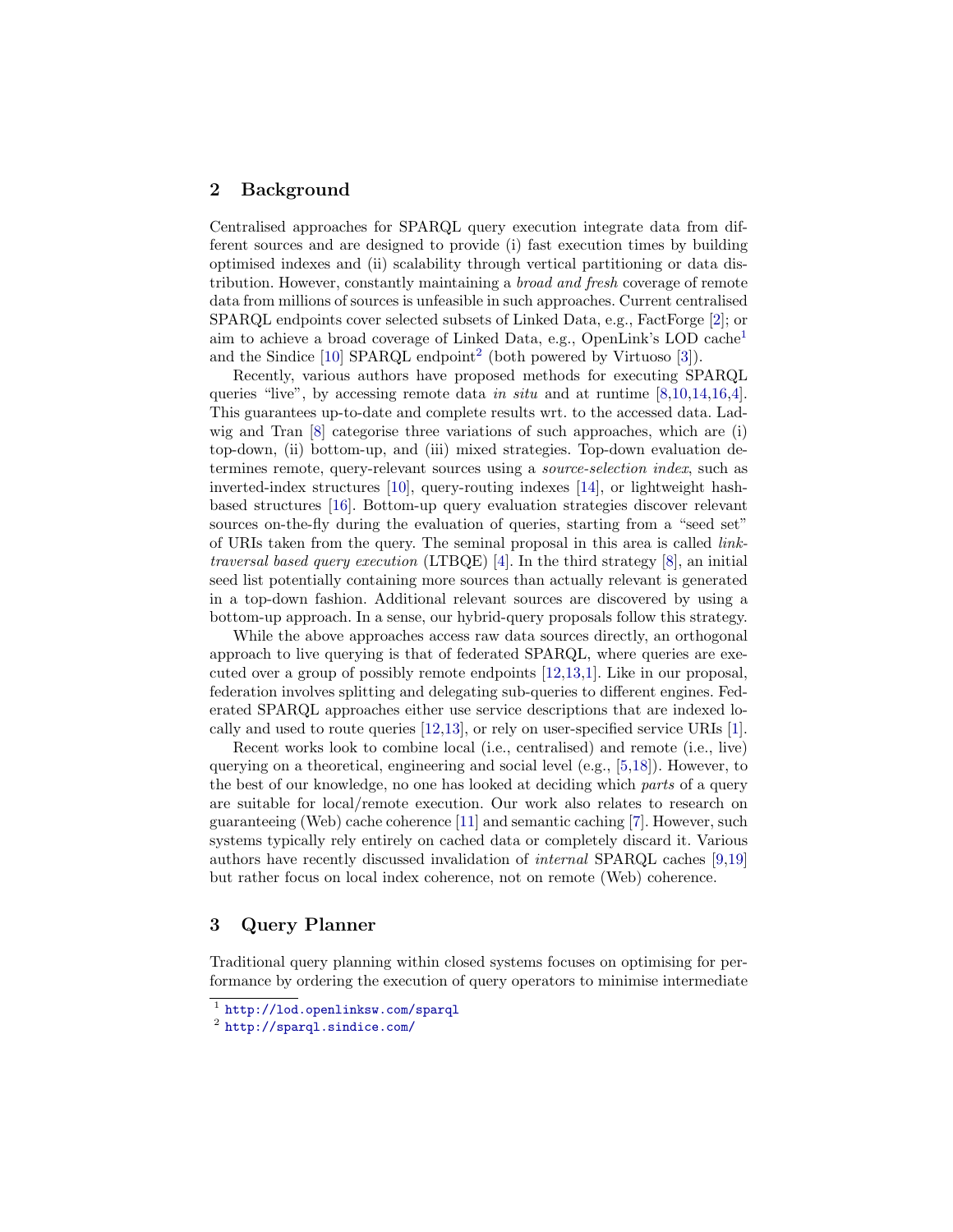## 2 Background

Centralised approaches for SPARQL query execution integrate data from different sources and are designed to provide (i) fast execution times by building optimised indexes and (ii) scalability through vertical partitioning or data distribution. However, constantly maintaining a *broad and fresh* coverage of remote data from millions of sources is unfeasible in such approaches. Current centralised SPARQL endpoints cover selected subsets of Linked Data, e.g., FactForge [2]; or aim to achieve a broad coverage of Linked Data, e.g., OpenLink's LOD cache[1] and the Sindice [10] SPARQL endpoint[2] (both powered by Virtuoso [3]).

Recently, various authors have proposed methods for executing SPARQL queries "live", by accessing remote data *in situ* and at runtime [8,10,14,16,4]. This guarantees up-to-date and complete results wrt. to the accessed data. Ladwig and Tran [8] categorise three variations of such approaches, which are (i) top-down, (ii) bottom-up, and (iii) mixed strategies. Top-down evaluation determines remote, query-relevant sources using a *source-selection index*, such as inverted-index structures [10], query-routing indexes [14], or lightweight hash-based structures [16]. Bottom-up query evaluation strategies discover relevant sources on-the-fly during the evaluation of queries, starting from a "seed set" of URIs taken from the query. The seminal proposal in this area is called *link-traversal based query execution* (LTBQE) [4]. In the third strategy [8], an initial seed list potentially containing more sources than actually relevant is generated in a top-down fashion. Additional relevant sources are discovered by using a bottom-up approach. In a sense, our hybrid-query proposals follow this strategy.

While the above approaches access raw data sources directly, an orthogonal approach to live querying is that of federated SPARQL, where queries are executed over a group of possibly remote endpoints [12,13,1]. Like in our proposal, federation involves splitting and delegating sub-queries to different engines. Federated SPARQL approaches either use service descriptions that are indexed locally and used to route queries [12,13], or rely on user-specified service URIs [1].

Recent works look to combine local (i.e., centralised) and remote (i.e., live) querying on a theoretical, engineering and social level (e.g., [5,18]). However, to the best of our knowledge, no one has looked at deciding which *parts* of a query are suitable for local/remote execution. Our work also relates to research on guaranteeing (Web) cache coherence [11] and semantic caching [7]. However, such systems typically rely entirely on cached data or completely discard it. Various authors have recently discussed invalidation of *internal* SPARQL caches [9,19] but rather focus on local index coherence, not on remote (Web) coherence.

## 3 Query Planner

Traditional query planning within closed systems focuses on optimising for performance by ordering the execution of query operators to minimise intermediate

[1] http://lod.openlinksw.com/sparql

[2] http://sparql.sindice.com/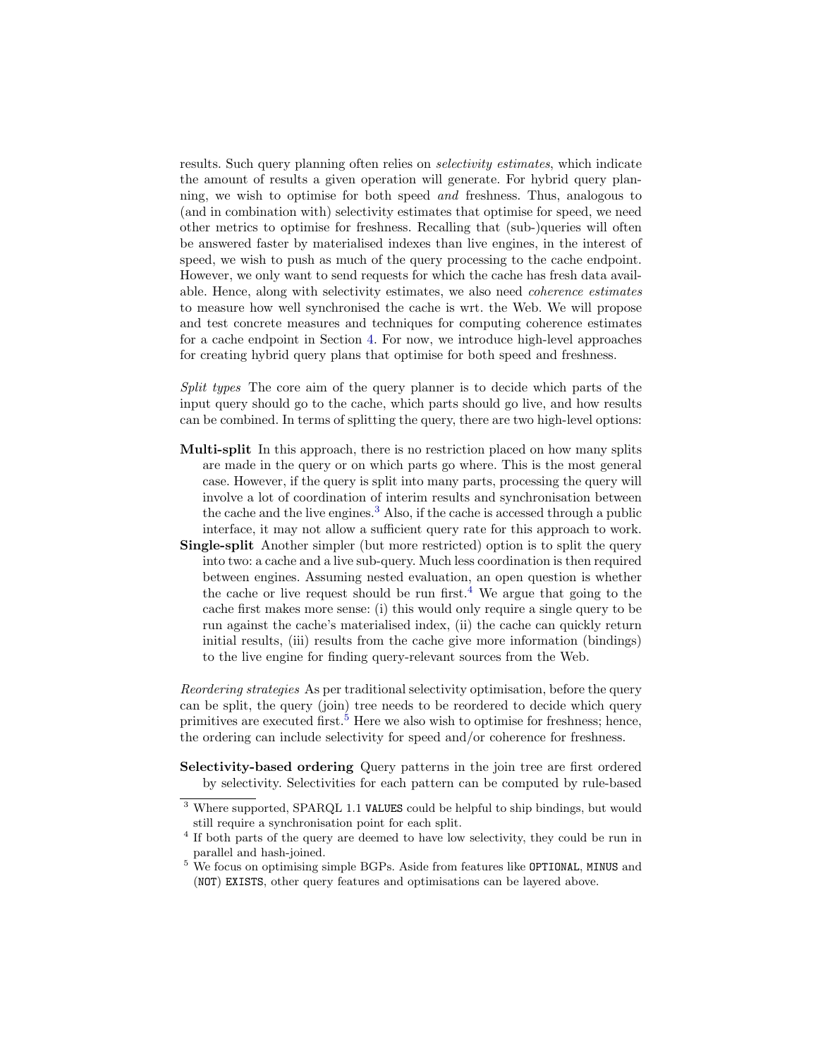results. Such query planning often relies on *selectivity estimates*, which indicate the amount of results a given operation will generate. For hybrid query planning, we wish to optimise for both speed *and* freshness. Thus, analogous to (and in combination with) selectivity estimates that optimise for speed, we need other metrics to optimise for freshness. Recalling that (sub-)queries will often be answered faster by materialised indexes than live engines, in the interest of speed, we wish to push as much of the query processing to the cache endpoint. However, we only want to send requests for which the cache has fresh data available. Hence, along with selectivity estimates, we also need *coherence estimates* to measure how well synchronised the cache is wrt. the Web. We will propose and test concrete measures and techniques for computing coherence estimates for a cache endpoint in Section 4. For now, we introduce high-level approaches for creating hybrid query plans that optimise for both speed and freshness.

*Split types* The core aim of the query planner is to decide which parts of the input query should go to the cache, which parts should go live, and how results can be combined. In terms of splitting the query, there are two high-level options:

**Multi-split** In this approach, there is no restriction placed on how many splits are made in the query or on which parts go where. This is the most general case. However, if the query is split into many parts, processing the query will involve a lot of coordination of interim results and synchronisation between the cache and the live engines.[3] Also, if the cache is accessed through a public interface, it may not allow a sufficient query rate for this approach to work.

**Single-split** Another simpler (but more restricted) option is to split the query into two: a cache and a live sub-query. Much less coordination is then required between engines. Assuming nested evaluation, an open question is whether the cache or live request should be run first.[4] We argue that going to the cache first makes more sense: (i) this would only require a single query to be run against the cache's materialised index, (ii) the cache can quickly return initial results, (iii) results from the cache give more information (bindings) to the live engine for finding query-relevant sources from the Web.

*Reordering strategies* As per traditional selectivity optimisation, before the query can be split, the query (join) tree needs to be reordered to decide which query primitives are executed first.[5] Here we also wish to optimise for freshness; hence, the ordering can include selectivity for speed and/or coherence for freshness.

**Selectivity-based ordering** Query patterns in the join tree are first ordered by selectivity. Selectivities for each pattern can be computed by rule-based

---

[3] Where supported, SPARQL 1.1 `VALUES` could be helpful to ship bindings, but would still require a synchronisation point for each split.

[4] If both parts of the query are deemed to have low selectivity, they could be run in parallel and hash-joined.

[5] We focus on optimising simple BGPs. Aside from features like `OPTIONAL`, `MINUS` and (`NOT`) `EXISTS`, other query features and optimisations can be layered above.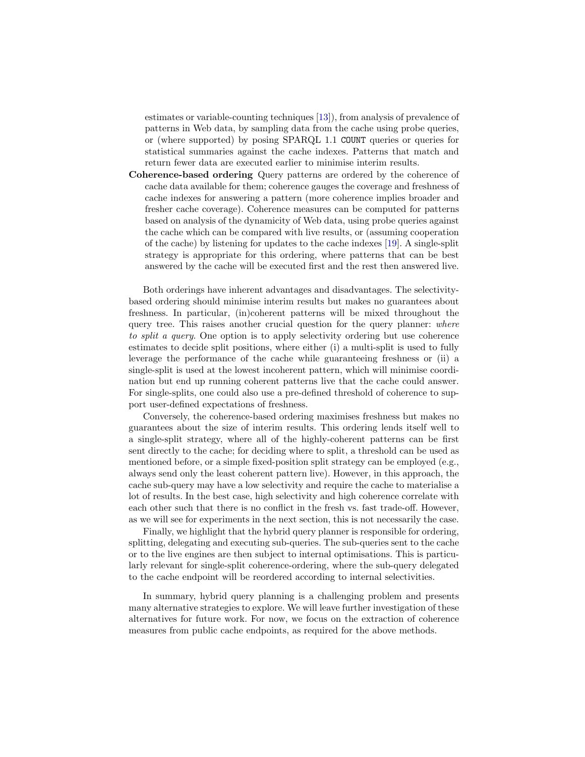estimates or variable-counting techniques [13]), from analysis of prevalence of patterns in Web data, by sampling data from the cache using probe queries, or (where supported) by posing SPARQL 1.1 `COUNT` queries or queries for statistical summaries against the cache indexes. Patterns that match and return fewer data are executed earlier to minimise interim results.

**Coherence-based ordering** Query patterns are ordered by the coherence of cache data available for them; coherence gauges the coverage and freshness of cache indexes for answering a pattern (more coherence implies broader and fresher cache coverage). Coherence measures can be computed for patterns based on analysis of the dynamicity of Web data, using probe queries against the cache which can be compared with live results, or (assuming cooperation of the cache) by listening for updates to the cache indexes [19]. A single-split strategy is appropriate for this ordering, where patterns that can be best answered by the cache will be executed first and the rest then answered live.

Both orderings have inherent advantages and disadvantages. The selectivity-based ordering should minimise interim results but makes no guarantees about freshness. In particular, (in)coherent patterns will be mixed throughout the query tree. This raises another crucial question for the query planner: *where to split a query*. One option is to apply selectivity ordering but use coherence estimates to decide split positions, where either (i) a multi-split is used to fully leverage the performance of the cache while guaranteeing freshness or (ii) a single-split is used at the lowest incoherent pattern, which will minimise coordination but end up running coherent patterns live that the cache could answer. For single-splits, one could also use a pre-defined threshold of coherence to support user-defined expectations of freshness.

Conversely, the coherence-based ordering maximises freshness but makes no guarantees about the size of interim results. This ordering lends itself well to a single-split strategy, where all of the highly-coherent patterns can be first sent directly to the cache; for deciding where to split, a threshold can be used as mentioned before, or a simple fixed-position split strategy can be employed (e.g., always send only the least coherent pattern live). However, in this approach, the cache sub-query may have a low selectivity and require the cache to materialise a lot of results. In the best case, high selectivity and high coherence correlate with each other such that there is no conflict in the fresh vs. fast trade-off. However, as we will see for experiments in the next section, this is not necessarily the case.

Finally, we highlight that the hybrid query planner is responsible for ordering, splitting, delegating and executing sub-queries. The sub-queries sent to the cache or to the live engines are then subject to internal optimisations. This is particularly relevant for single-split coherence-ordering, where the sub-query delegated to the cache endpoint will be reordered according to internal selectivities.

In summary, hybrid query planning is a challenging problem and presents many alternative strategies to explore. We will leave further investigation of these alternatives for future work. For now, we focus on the extraction of coherence measures from public cache endpoints, as required for the above methods.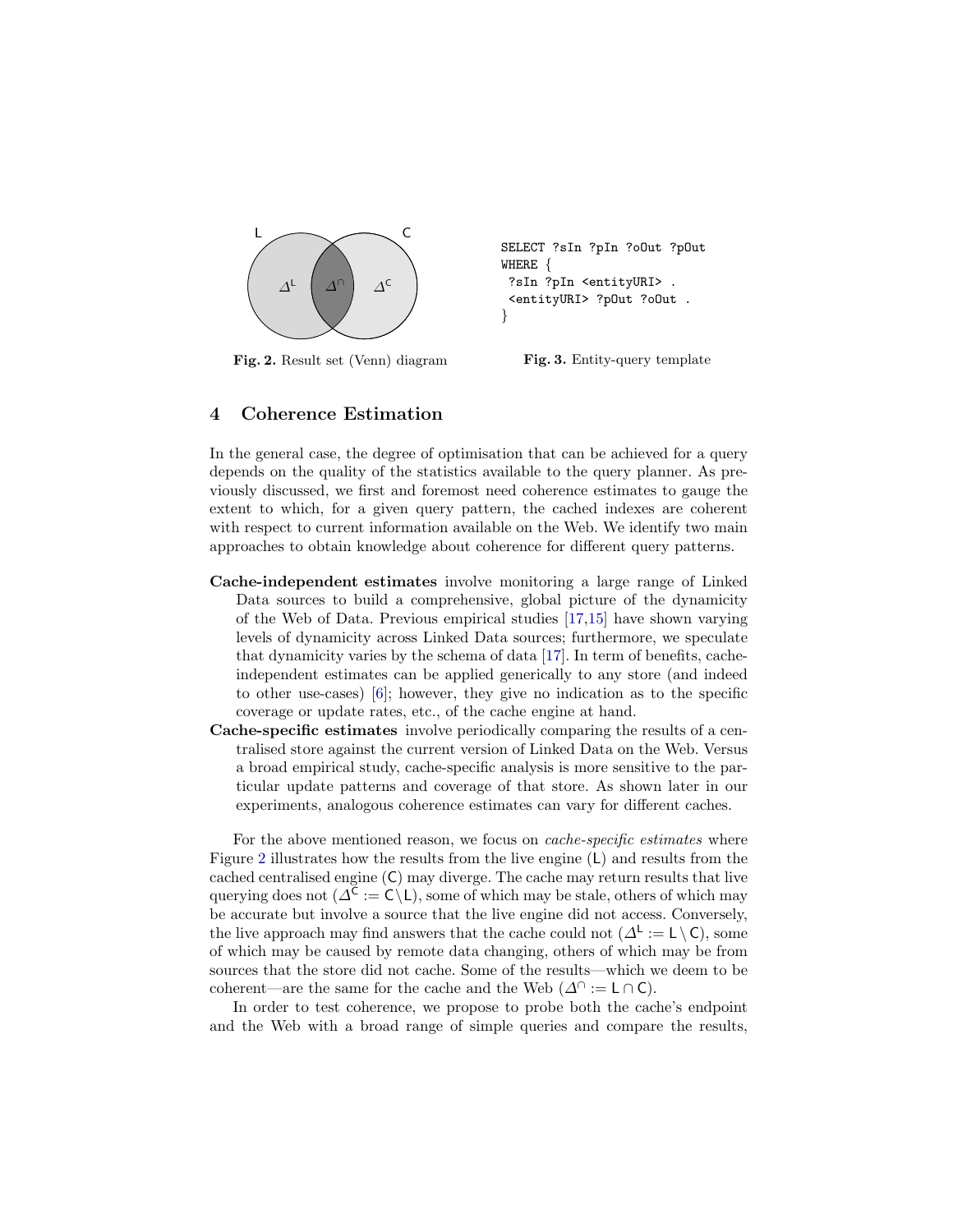Fig. 2. Result set (Venn) diagram

```
SELECT ?sIn ?pIn ?oOut ?pOut
WHERE {
 ?sIn ?pIn <entityURI> .
 <entityURI> ?pOut ?oOut .
}
```

Fig. 3. Entity-query template

## 4 Coherence Estimation

In the general case, the degree of optimisation that can be achieved for a query depends on the quality of the statistics available to the query planner. As previously discussed, we first and foremost need coherence estimates to gauge the extent to which, for a given query pattern, the cached indexes are coherent with respect to current information available on the Web. We identify two main approaches to obtain knowledge about coherence for different query patterns.

**Cache-independent estimates** involve monitoring a large range of Linked Data sources to build a comprehensive, global picture of the dynamicity of the Web of Data. Previous empirical studies [17,15] have shown varying levels of dynamicity across Linked Data sources; furthermore, we speculate that dynamicity varies by the schema of data [17]. In term of benefits, cache-independent estimates can be applied generically to any store (and indeed to other use-cases) [6]; however, they give no indication as to the specific coverage or update rates, etc., of the cache engine at hand.

**Cache-specific estimates** involve periodically comparing the results of a centralised store against the current version of Linked Data on the Web. Versus a broad empirical study, cache-specific analysis is more sensitive to the particular update patterns and coverage of that store. As shown later in our experiments, analogous coherence estimates can vary for different caches.

For the above mentioned reason, we focus on *cache-specific estimates* where Figure 2 illustrates how the results from the live engine ($\mathsf{L}$) and results from the cached centralised engine ($\mathsf{C}$) may diverge. The cache may return results that live querying does not ($\Delta^{\mathsf{C}} := \mathsf{C} \setminus \mathsf{L}$), some of which may be stale, others of which may be accurate but involve a source that the live engine did not access. Conversely, the live approach may find answers that the cache could not ($\Delta^{\mathsf{L}} := \mathsf{L} \setminus \mathsf{C}$), some of which may be caused by remote data changing, others of which may be from sources that the store did not cache. Some of the results—which we deem to be coherent—are the same for the cache and the Web ($\Delta^{\cap} := \mathsf{L} \cap \mathsf{C}$).

In order to test coherence, we propose to probe both the cache's endpoint and the Web with a broad range of simple queries and compare the results,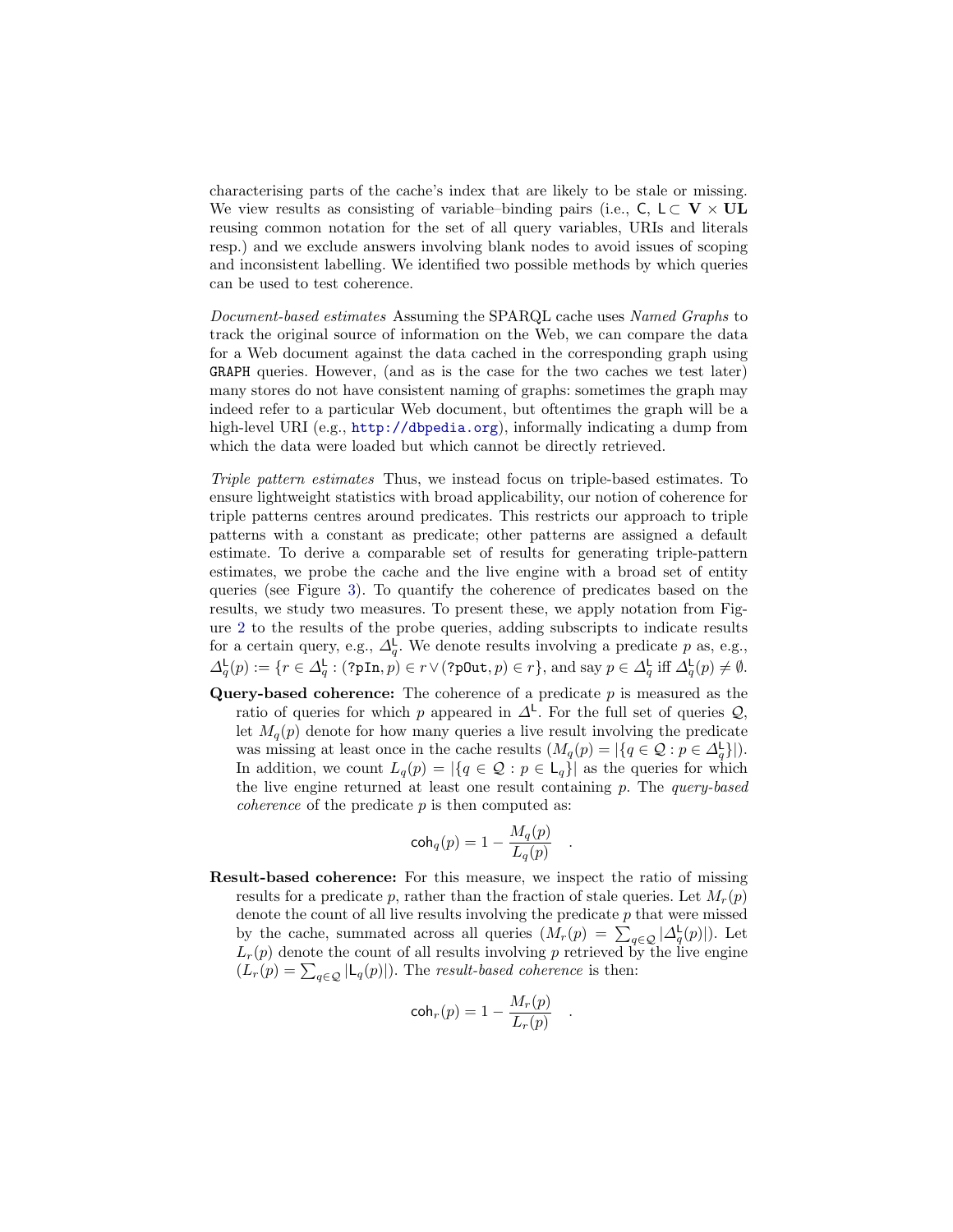characterising parts of the cache's index that are likely to be stale or missing. We view results as consisting of variable–binding pairs (i.e., $\mathsf{C}$, $\mathsf{L} \subset \mathbf{V} \times \mathbf{UL}$ reusing common notation for the set of all query variables, URIs and literals resp.) and we exclude answers involving blank nodes to avoid issues of scoping and inconsistent labelling. We identified two possible methods by which queries can be used to test coherence.

*Document-based estimates* Assuming the SPARQL cache uses *Named Graphs* to track the original source of information on the Web, we can compare the data for a Web document against the data cached in the corresponding graph using `GRAPH` queries. However, (and as is the case for the two caches we test later) many stores do not have consistent naming of graphs: sometimes the graph may indeed refer to a particular Web document, but oftentimes the graph will be a high-level URI (e.g., http://dbpedia.org), informally indicating a dump from which the data were loaded but which cannot be directly retrieved.

*Triple pattern estimates* Thus, we instead focus on triple-based estimates. To ensure lightweight statistics with broad applicability, our notion of coherence for triple patterns centres around predicates. This restricts our approach to triple patterns with a constant as predicate; other patterns are assigned a default estimate. To derive a comparable set of results for generating triple-pattern estimates, we probe the cache and the live engine with a broad set of entity queries (see Figure 3). To quantify the coherence of predicates based on the results, we study two measures. To present these, we apply notation from Figure 2 to the results of the probe queries, adding subscripts to indicate results for a certain query, e.g., $\Delta^{\mathsf{L}}_q$. We denote results involving a predicate $p$ as, e.g., $\Delta^{\mathsf{L}}_q(p) := \{r \in \Delta^{\mathsf{L}}_q : (\texttt{?pIn}, p) \in r \vee (\texttt{?pOut}, p) \in r\}$, and say $p \in \Delta^{\mathsf{L}}_q$ iff $\Delta^{\mathsf{L}}_q(p) \neq \emptyset$.

**Query-based coherence:** The coherence of a predicate $p$ is measured as the ratio of queries for which $p$ appeared in $\Delta^{\mathsf{L}}$. For the full set of queries $\mathcal{Q}$, let $M_q(p)$ denote for how many queries a live result involving the predicate was missing at least once in the cache results ($M_q(p) = |\{q \in \mathcal{Q} : p \in \Delta^{\mathsf{L}}_q\}|$). In addition, we count $L_q(p) = |\{q \in \mathcal{Q} : p \in \mathsf{L}_q\}|$ as the queries for which the live engine returned at least one result containing $p$. The *query-based coherence* of the predicate $p$ is then computed as:

$$\mathsf{coh}_q(p) = 1 - \frac{M_q(p)}{L_q(p)} \quad .$$

**Result-based coherence:** For this measure, we inspect the ratio of missing results for a predicate $p$, rather than the fraction of stale queries. Let $M_r(p)$ denote the count of all live results involving the predicate $p$ that were missed by the cache, summated across all queries ($M_r(p) = \sum_{q \in \mathcal{Q}} |\Delta^{\mathsf{L}}_q(p)|$). Let $L_r(p)$ denote the count of all results involving $p$ retrieved by the live engine ($L_r(p) = \sum_{q \in \mathcal{Q}} |\mathsf{L}_q(p)|$). The *result-based coherence* is then:

$$\mathsf{coh}_r(p) = 1 - \frac{M_r(p)}{L_r(p)} \quad .$$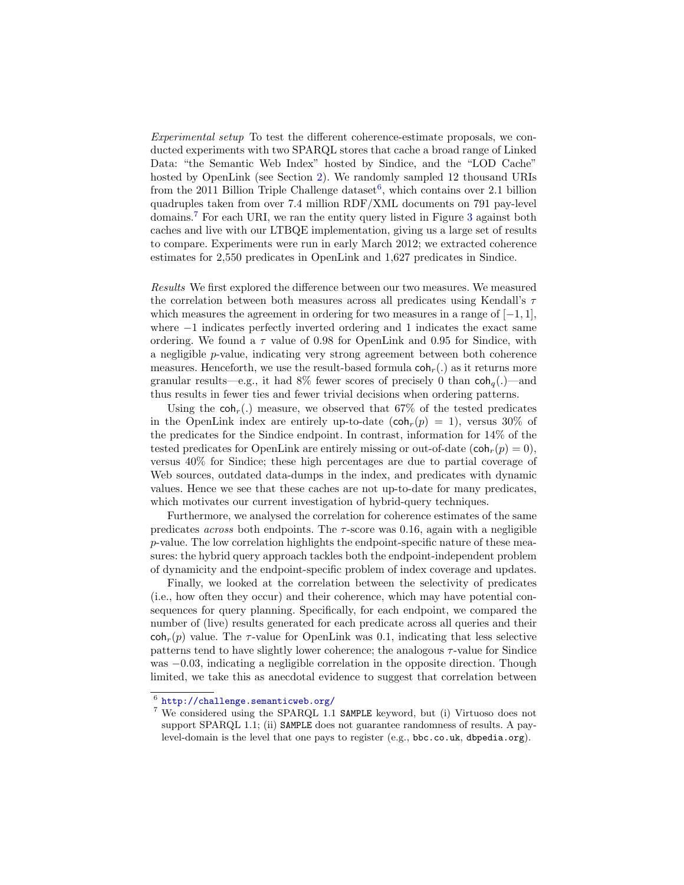*Experimental setup* To test the different coherence-estimate proposals, we conducted experiments with two SPARQL stores that cache a broad range of Linked Data: "the Semantic Web Index" hosted by Sindice, and the "LOD Cache" hosted by OpenLink (see Section 2). We randomly sampled 12 thousand URIs from the 2011 Billion Triple Challenge dataset[6], which contains over 2.1 billion quadruples taken from over 7.4 million RDF/XML documents on 791 pay-level domains.[7] For each URI, we ran the entity query listed in Figure 3 against both caches and live with our LTBQE implementation, giving us a large set of results to compare. Experiments were run in early March 2012; we extracted coherence estimates for 2,550 predicates in OpenLink and 1,627 predicates in Sindice.

*Results* We first explored the difference between our two measures. We measured the correlation between both measures across all predicates using Kendall's $\tau$ which measures the agreement in ordering for two measures in a range of $[-1, 1]$, where $-1$ indicates perfectly inverted ordering and 1 indicates the exact same ordering. We found a $\tau$ value of 0.98 for OpenLink and 0.95 for Sindice, with a negligible $p$-value, indicating very strong agreement between both coherence measures. Henceforth, we use the result-based formula $\mathsf{coh}_r(.)$ as it returns more granular results—e.g., it had 8% fewer scores of precisely 0 than $\mathsf{coh}_q(.)$—and thus results in fewer ties and fewer trivial decisions when ordering patterns.

Using the $\mathsf{coh}_r(.)$ measure, we observed that 67% of the tested predicates in the OpenLink index are entirely up-to-date ($\mathsf{coh}_r(p) = 1$), versus 30% of the predicates for the Sindice endpoint. In contrast, information for 14% of the tested predicates for OpenLink are entirely missing or out-of-date ($\mathsf{coh}_r(p) = 0$), versus 40% for Sindice; these high percentages are due to partial coverage of Web sources, outdated data-dumps in the index, and predicates with dynamic values. Hence we see that these caches are not up-to-date for many predicates, which motivates our current investigation of hybrid-query techniques.

Furthermore, we analysed the correlation for coherence estimates of the same predicates *across* both endpoints. The $\tau$-score was 0.16, again with a negligible $p$-value. The low correlation highlights the endpoint-specific nature of these measures: the hybrid query approach tackles both the endpoint-independent problem of dynamicity and the endpoint-specific problem of index coverage and updates.

Finally, we looked at the correlation between the selectivity of predicates (i.e., how often they occur) and their coherence, which may have potential consequences for query planning. Specifically, for each endpoint, we compared the number of (live) results generated for each predicate across all queries and their $\mathsf{coh}_r(p)$ value. The $\tau$-value for OpenLink was 0.1, indicating that less selective patterns tend to have slightly lower coherence; the analogous $\tau$-value for Sindice was $-0.03$, indicating a negligible correlation in the opposite direction. Though limited, we take this as anecdotal evidence to suggest that correlation between

---

[6] http://challenge.semanticweb.org/

[7] We considered using the SPARQL 1.1 `SAMPLE` keyword, but (i) Virtuoso does not support SPARQL 1.1; (ii) `SAMPLE` does not guarantee randomness of results. A pay-level-domain is the level that one pays to register (e.g., `bbc.co.uk`, `dbpedia.org`).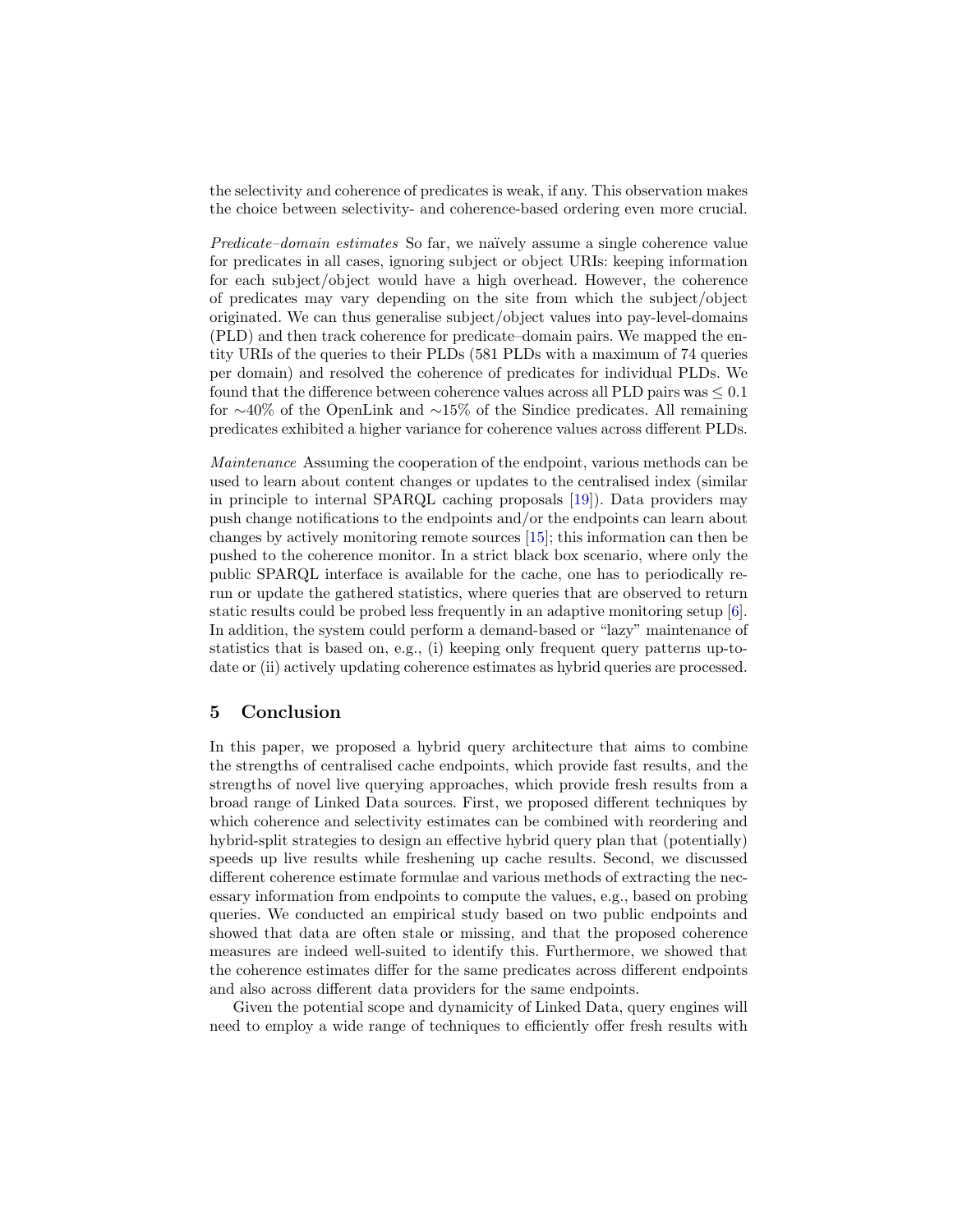the selectivity and coherence of predicates is weak, if any. This observation makes the choice between selectivity- and coherence-based ordering even more crucial.

*Predicate–domain estimates* So far, we naïvely assume a single coherence value for predicates in all cases, ignoring subject or object URIs: keeping information for each subject/object would have a high overhead. However, the coherence of predicates may vary depending on the site from which the subject/object originated. We can thus generalise subject/object values into pay-level-domains (PLD) and then track coherence for predicate–domain pairs. We mapped the entity URIs of the queries to their PLDs (581 PLDs with a maximum of 74 queries per domain) and resolved the coherence of predicates for individual PLDs. We found that the difference between coherence values across all PLD pairs was $\leq 0.1$ for $\sim$40% of the OpenLink and $\sim$15% of the Sindice predicates. All remaining predicates exhibited a higher variance for coherence values across different PLDs.

*Maintenance* Assuming the cooperation of the endpoint, various methods can be used to learn about content changes or updates to the centralised index (similar in principle to internal SPARQL caching proposals [19]). Data providers may push change notifications to the endpoints and/or the endpoints can learn about changes by actively monitoring remote sources [15]; this information can then be pushed to the coherence monitor. In a strict black box scenario, where only the public SPARQL interface is available for the cache, one has to periodically re-run or update the gathered statistics, where queries that are observed to return static results could be probed less frequently in an adaptive monitoring setup [6]. In addition, the system could perform a demand-based or "lazy" maintenance of statistics that is based on, e.g., (i) keeping only frequent query patterns up-to-date or (ii) actively updating coherence estimates as hybrid queries are processed.

## 5 Conclusion

In this paper, we proposed a hybrid query architecture that aims to combine the strengths of centralised cache endpoints, which provide fast results, and the strengths of novel live querying approaches, which provide fresh results from a broad range of Linked Data sources. First, we proposed different techniques by which coherence and selectivity estimates can be combined with reordering and hybrid-split strategies to design an effective hybrid query plan that (potentially) speeds up live results while freshening up cache results. Second, we discussed different coherence estimate formulae and various methods of extracting the necessary information from endpoints to compute the values, e.g., based on probing queries. We conducted an empirical study based on two public endpoints and showed that data are often stale or missing, and that the proposed coherence measures are indeed well-suited to identify this. Furthermore, we showed that the coherence estimates differ for the same predicates across different endpoints and also across different data providers for the same endpoints.

Given the potential scope and dynamicity of Linked Data, query engines will need to employ a wide range of techniques to efficiently offer fresh results with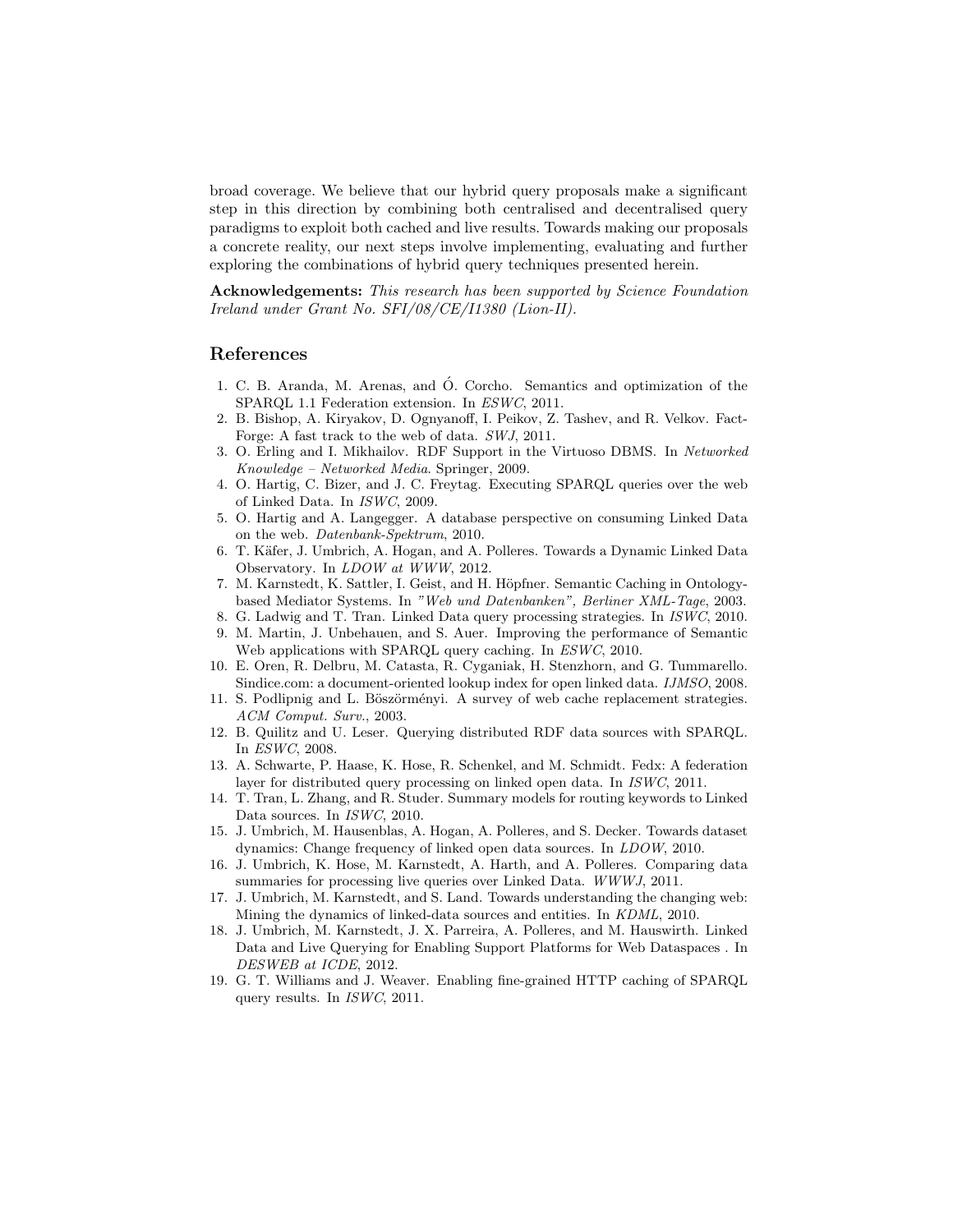broad coverage. We believe that our hybrid query proposals make a significant step in this direction by combining both centralised and decentralised query paradigms to exploit both cached and live results. Towards making our proposals a concrete reality, our next steps involve implementing, evaluating and further exploring the combinations of hybrid query techniques presented herein.

**Acknowledgements:** *This research has been supported by Science Foundation Ireland under Grant No. SFI/08/CE/I1380 (Lion-II).*

## References

1. C. B. Aranda, M. Arenas, and Ó. Corcho. Semantics and optimization of the SPARQL 1.1 Federation extension. In *ESWC*, 2011.
2. B. Bishop, A. Kiryakov, D. Ognyanoff, I. Peikov, Z. Tashev, and R. Velkov. Fact-Forge: A fast track to the web of data. *SWJ*, 2011.
3. O. Erling and I. Mikhailov. RDF Support in the Virtuoso DBMS. In *Networked Knowledge – Networked Media*. Springer, 2009.
4. O. Hartig, C. Bizer, and J. C. Freytag. Executing SPARQL queries over the web of Linked Data. In *ISWC*, 2009.
5. O. Hartig and A. Langegger. A database perspective on consuming Linked Data on the web. *Datenbank-Spektrum*, 2010.
6. T. Käfer, J. Umbrich, A. Hogan, and A. Polleres. Towards a Dynamic Linked Data Observatory. In *LDOW at WWW*, 2012.
7. M. Karnstedt, K. Sattler, I. Geist, and H. Höpfner. Semantic Caching in Ontology-based Mediator Systems. In *"Web und Datenbanken", Berliner XML-Tage*, 2003.
8. G. Ladwig and T. Tran. Linked Data query processing strategies. In *ISWC*, 2010.
9. M. Martin, J. Unbehauen, and S. Auer. Improving the performance of Semantic Web applications with SPARQL query caching. In *ESWC*, 2010.
10. E. Oren, R. Delbru, M. Catasta, R. Cyganiak, H. Stenzhorn, and G. Tummarello. Sindice.com: a document-oriented lookup index for open linked data. *IJMSO*, 2008.
11. S. Podlipnig and L. Böszörményi. A survey of web cache replacement strategies. *ACM Comput. Surv.*, 2003.
12. B. Quilitz and U. Leser. Querying distributed RDF data sources with SPARQL. In *ESWC*, 2008.
13. A. Schwarte, P. Haase, K. Hose, R. Schenkel, and M. Schmidt. Fedx: A federation layer for distributed query processing on linked open data. In *ISWC*, 2011.
14. T. Tran, L. Zhang, and R. Studer. Summary models for routing keywords to Linked Data sources. In *ISWC*, 2010.
15. J. Umbrich, M. Hausenblas, A. Hogan, A. Polleres, and S. Decker. Towards dataset dynamics: Change frequency of linked open data sources. In *LDOW*, 2010.
16. J. Umbrich, K. Hose, M. Karnstedt, A. Harth, and A. Polleres. Comparing data summaries for processing live queries over Linked Data. *WWWJ*, 2011.
17. J. Umbrich, M. Karnstedt, and S. Land. Towards understanding the changing web: Mining the dynamics of linked-data sources and entities. In *KDML*, 2010.
18. J. Umbrich, M. Karnstedt, J. X. Parreira, A. Polleres, and M. Hauswirth. Linked Data and Live Querying for Enabling Support Platforms for Web Dataspaces . In *DESWEB at ICDE*, 2012.
19. G. T. Williams and J. Weaver. Enabling fine-grained HTTP caching of SPARQL query results. In *ISWC*, 2011.